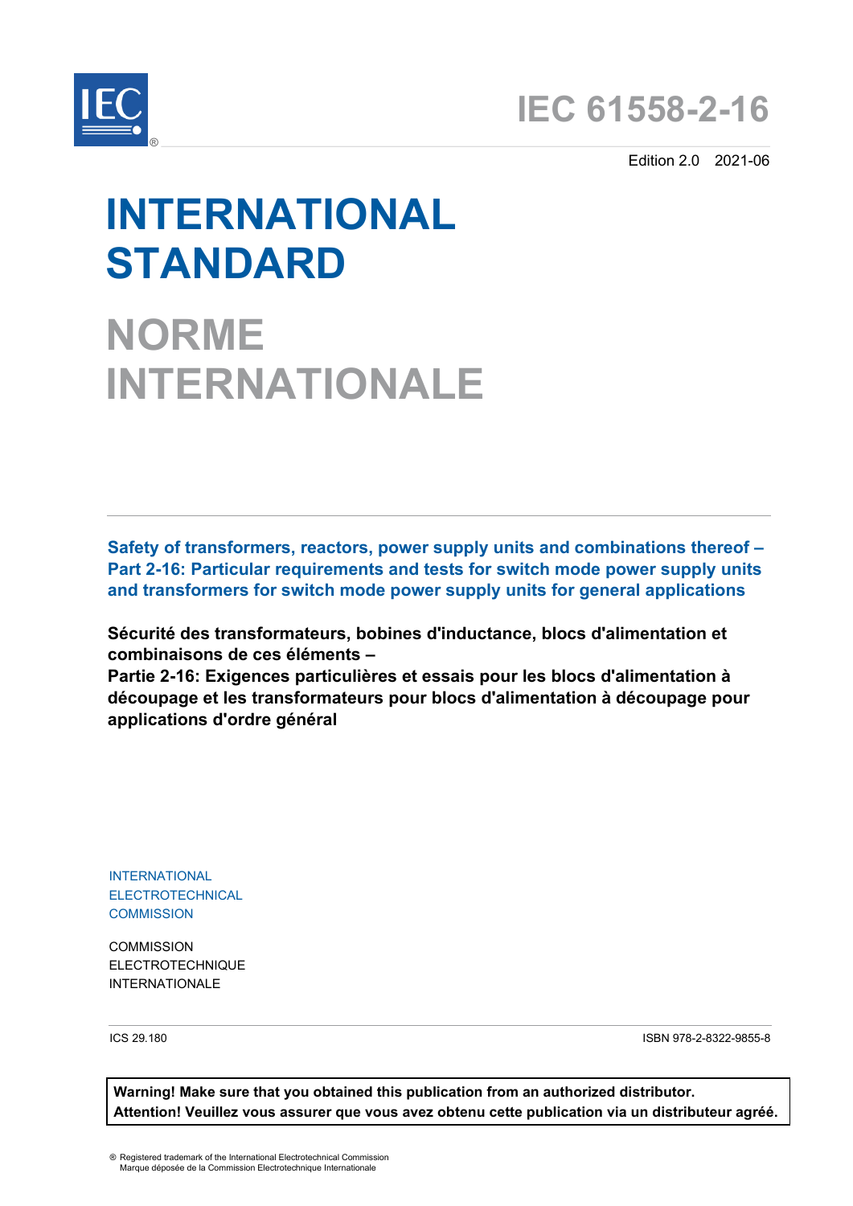IEC®

# IEC 61558-2-16

Edition 2.0 2021-06

# INTERNATIONAL STANDARD

# NORME INTERNATIONALE

**Safety of transformers, reactors, power supply units and combinations thereof – Part 2-16: Particular requirements and tests for switch mode power supply units and transformers for switch mode power supply units for general applications**

**Sécurité des transformateurs, bobines d'inductance, blocs d'alimentation et combinaisons de ces éléments –**
**Partie 2-16: Exigences particulières et essais pour les blocs d'alimentation à découpage et les transformateurs pour blocs d'alimentation à découpage pour applications d'ordre général**

INTERNATIONAL
ELECTROTECHNICAL
COMMISSION

COMMISSION
ELECTROTECHNIQUE
INTERNATIONALE

ICS 29.180

ISBN 978-2-8322-9855-8

**Warning! Make sure that you obtained this publication from an authorized distributor.**
**Attention! Veuillez vous assurer que vous avez obtenu cette publication via un distributeur agréé.**

® Registered trademark of the International Electrotechnical Commission
Marque déposée de la Commission Electrotechnique Internationale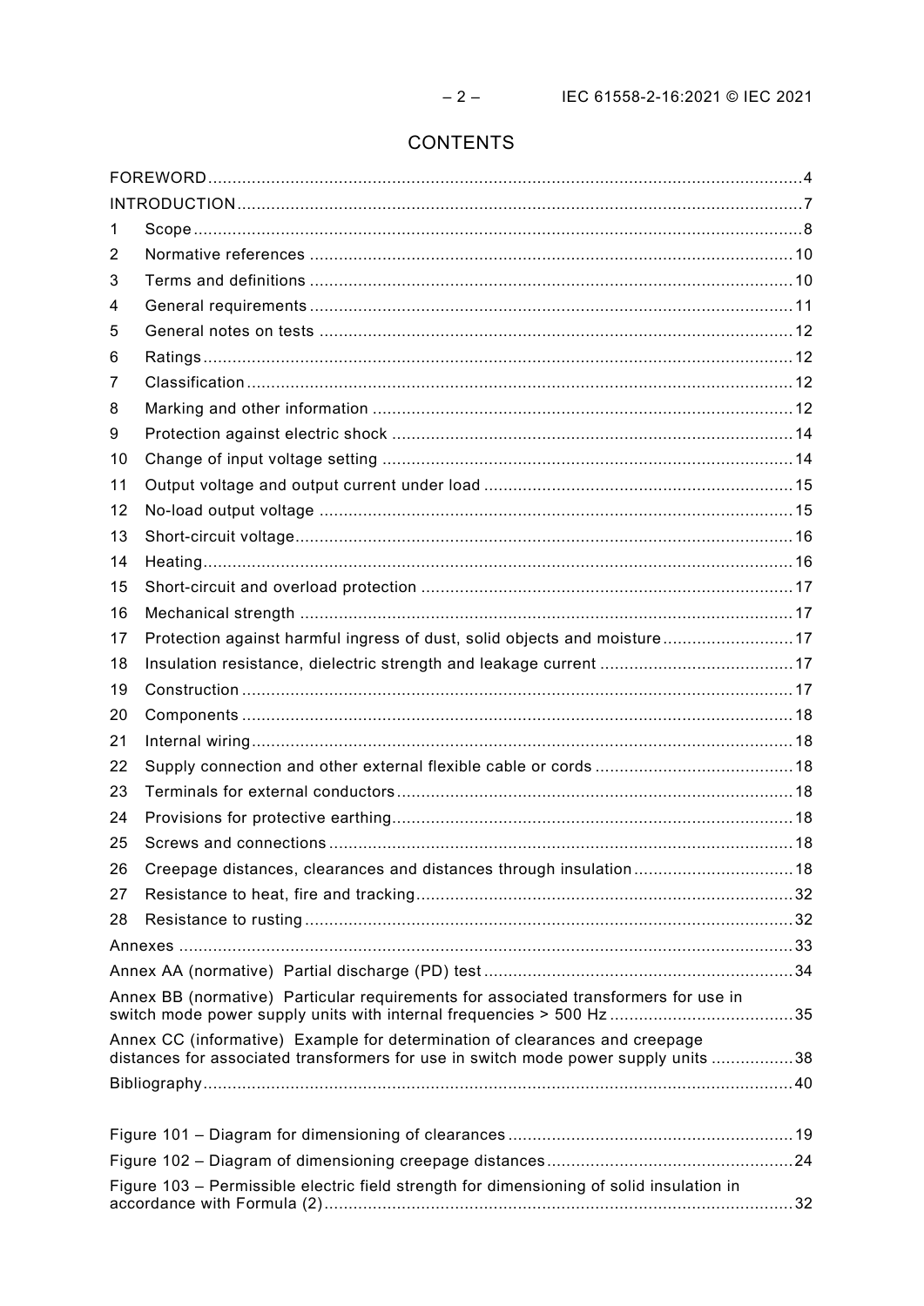# CONTENTS

FOREWORD .....4

INTRODUCTION .....7

1 Scope .....8

2 Normative references .....10

3 Terms and definitions .....10

4 General requirements .....11

5 General notes on tests .....12

6 Ratings .....12

7 Classification .....12

8 Marking and other information .....12

9 Protection against electric shock .....14

10 Change of input voltage setting .....14

11 Output voltage and output current under load .....15

12 No-load output voltage .....15

13 Short-circuit voltage .....16

14 Heating .....16

15 Short-circuit and overload protection .....17

16 Mechanical strength .....17

17 Protection against harmful ingress of dust, solid objects and moisture .....17

18 Insulation resistance, dielectric strength and leakage current .....17

19 Construction .....17

20 Components .....18

21 Internal wiring .....18

22 Supply connection and other external flexible cable or cords .....18

23 Terminals for external conductors .....18

24 Provisions for protective earthing .....18

25 Screws and connections .....18

26 Creepage distances, clearances and distances through insulation .....18

27 Resistance to heat, fire and tracking .....32

28 Resistance to rusting .....32

Annexes .....33

Annex AA (normative) Partial discharge (PD) test .....34

Annex BB (normative) Particular requirements for associated transformers for use in switch mode power supply units with internal frequencies > 500 Hz .....35

Annex CC (informative) Example for determination of clearances and creepage distances for associated transformers for use in switch mode power supply units .....38

Bibliography .....40

Figure 101 – Diagram for dimensioning of clearances .....19

Figure 102 – Diagram of dimensioning creepage distances .....24

Figure 103 – Permissible electric field strength for dimensioning of solid insulation in accordance with Formula (2) .....32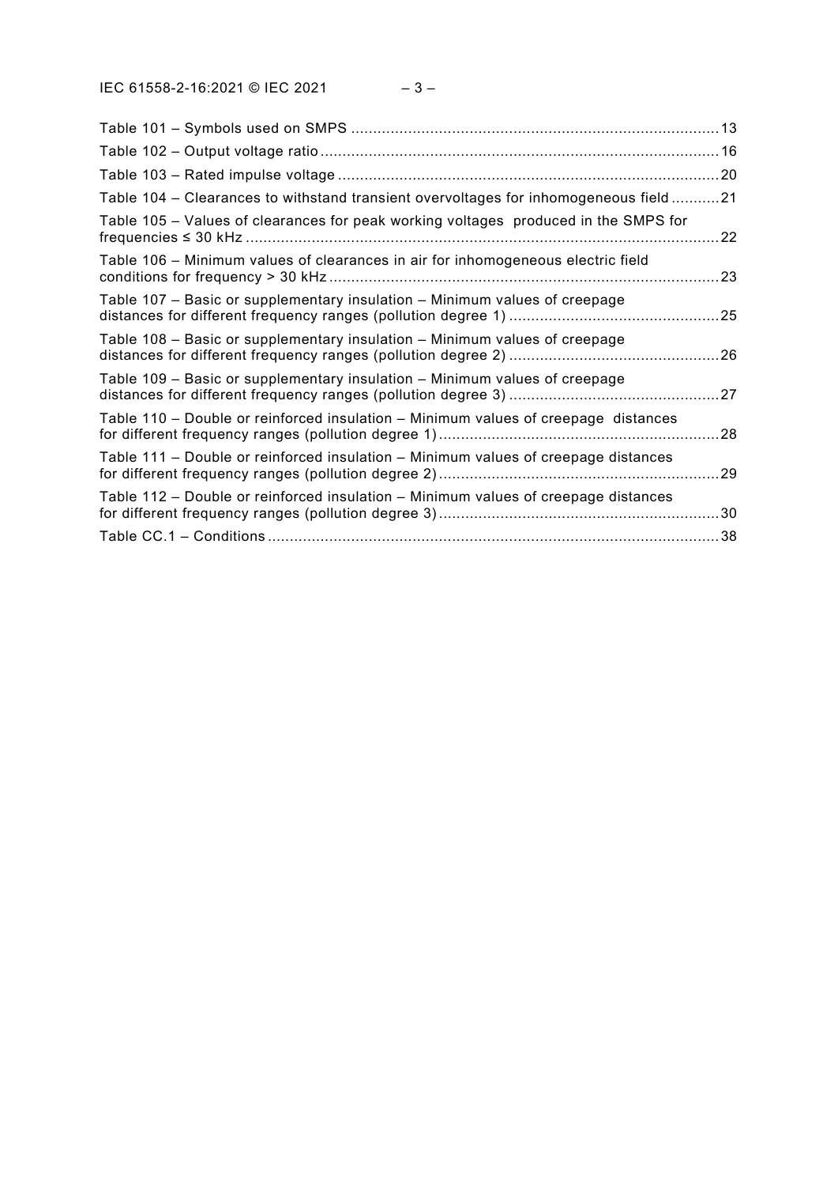Table 101 – Symbols used on SMPS ....................................................................................13

Table 102 – Output voltage ratio ..........................................................................................16

Table 103 – Rated impulse voltage ......................................................................................20

Table 104 – Clearances to withstand transient overvoltages for inhomogeneous field ...........21

Table 105 – Values of clearances for peak working voltages produced in the SMPS for frequencies ≤ 30 kHz ............................................................................................................22

Table 106 – Minimum values of clearances in air for inhomogeneous electric field conditions for frequency > 30 kHz .........................................................................................23

Table 107 – Basic or supplementary insulation – Minimum values of creepage distances for different frequency ranges (pollution degree 1) ................................................25

Table 108 – Basic or supplementary insulation – Minimum values of creepage distances for different frequency ranges (pollution degree 2) ................................................26

Table 109 – Basic or supplementary insulation – Minimum values of creepage distances for different frequency ranges (pollution degree 3) ................................................27

Table 110 – Double or reinforced insulation – Minimum values of creepage distances for different frequency ranges (pollution degree 1) ................................................................28

Table 111 – Double or reinforced insulation – Minimum values of creepage distances for different frequency ranges (pollution degree 2) ................................................................29

Table 112 – Double or reinforced insulation – Minimum values of creepage distances for different frequency ranges (pollution degree 3) ................................................................30

Table CC.1 – Conditions .......................................................................................................38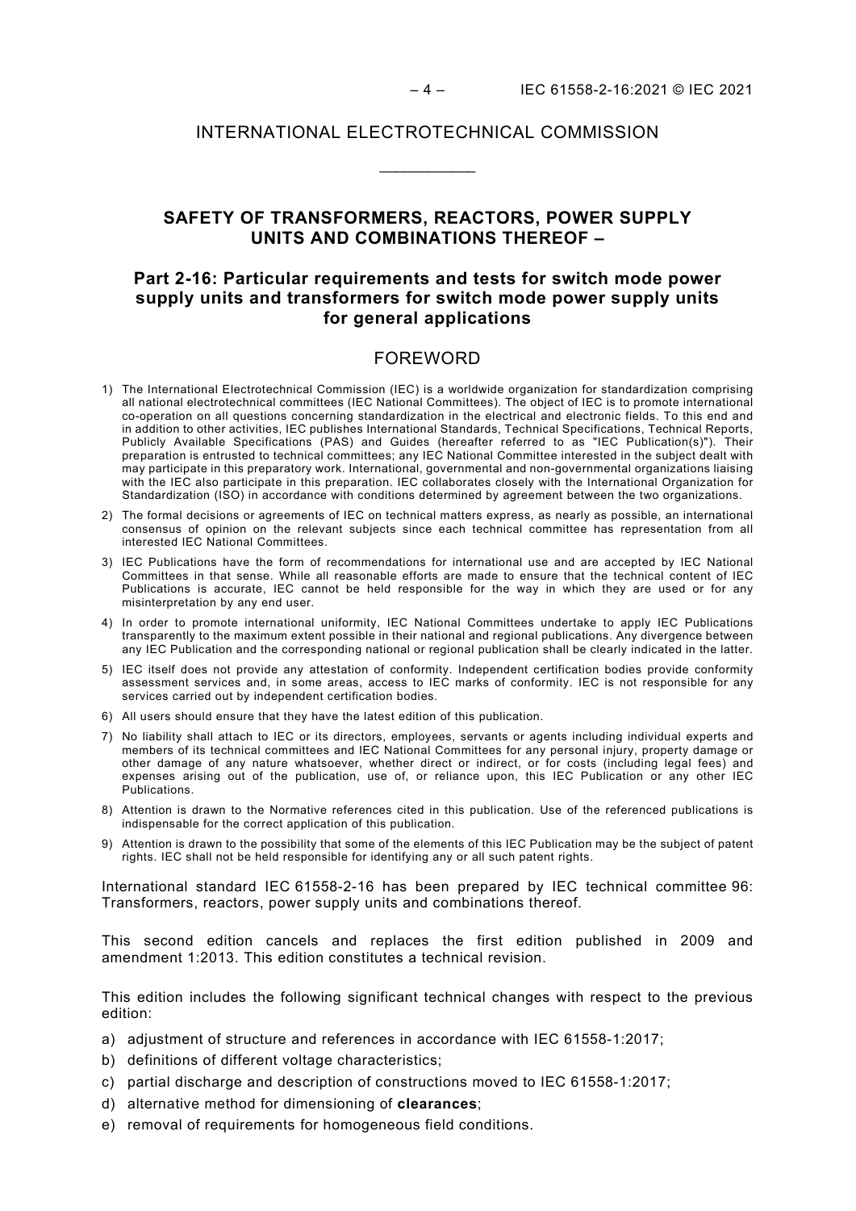# INTERNATIONAL ELECTROTECHNICAL COMMISSION

\_\_\_\_\_\_\_\_\_\_\_\_

## SAFETY OF TRANSFORMERS, REACTORS, POWER SUPPLY UNITS AND COMBINATIONS THEREOF –

## Part 2-16: Particular requirements and tests for switch mode power supply units and transformers for switch mode power supply units for general applications

## FOREWORD

1) The International Electrotechnical Commission (IEC) is a worldwide organization for standardization comprising all national electrotechnical committees (IEC National Committees). The object of IEC is to promote international co-operation on all questions concerning standardization in the electrical and electronic fields. To this end and in addition to other activities, IEC publishes International Standards, Technical Specifications, Technical Reports, Publicly Available Specifications (PAS) and Guides (hereafter referred to as "IEC Publication(s)"). Their preparation is entrusted to technical committees; any IEC National Committee interested in the subject dealt with may participate in this preparatory work. International, governmental and non-governmental organizations liaising with the IEC also participate in this preparation. IEC collaborates closely with the International Organization for Standardization (ISO) in accordance with conditions determined by agreement between the two organizations.
2) The formal decisions or agreements of IEC on technical matters express, as nearly as possible, an international consensus of opinion on the relevant subjects since each technical committee has representation from all interested IEC National Committees.
3) IEC Publications have the form of recommendations for international use and are accepted by IEC National Committees in that sense. While all reasonable efforts are made to ensure that the technical content of IEC Publications is accurate, IEC cannot be held responsible for the way in which they are used or for any misinterpretation by any end user.
4) In order to promote international uniformity, IEC National Committees undertake to apply IEC Publications transparently to the maximum extent possible in their national and regional publications. Any divergence between any IEC Publication and the corresponding national or regional publication shall be clearly indicated in the latter.
5) IEC itself does not provide any attestation of conformity. Independent certification bodies provide conformity assessment services and, in some areas, access to IEC marks of conformity. IEC is not responsible for any services carried out by independent certification bodies.
6) All users should ensure that they have the latest edition of this publication.
7) No liability shall attach to IEC or its directors, employees, servants or agents including individual experts and members of its technical committees and IEC National Committees for any personal injury, property damage or other damage of any nature whatsoever, whether direct or indirect, or for costs (including legal fees) and expenses arising out of the publication, use of, or reliance upon, this IEC Publication or any other IEC Publications.
8) Attention is drawn to the Normative references cited in this publication. Use of the referenced publications is indispensable for the correct application of this publication.
9) Attention is drawn to the possibility that some of the elements of this IEC Publication may be the subject of patent rights. IEC shall not be held responsible for identifying any or all such patent rights.

International standard IEC 61558-2-16 has been prepared by IEC technical committee 96: Transformers, reactors, power supply units and combinations thereof.

This second edition cancels and replaces the first edition published in 2009 and amendment 1:2013. This edition constitutes a technical revision.

This edition includes the following significant technical changes with respect to the previous edition:

a) adjustment of structure and references in accordance with IEC 61558-1:2017;
b) definitions of different voltage characteristics;
c) partial discharge and description of constructions moved to IEC 61558-1:2017;
d) alternative method for dimensioning of **clearances**;
e) removal of requirements for homogeneous field conditions.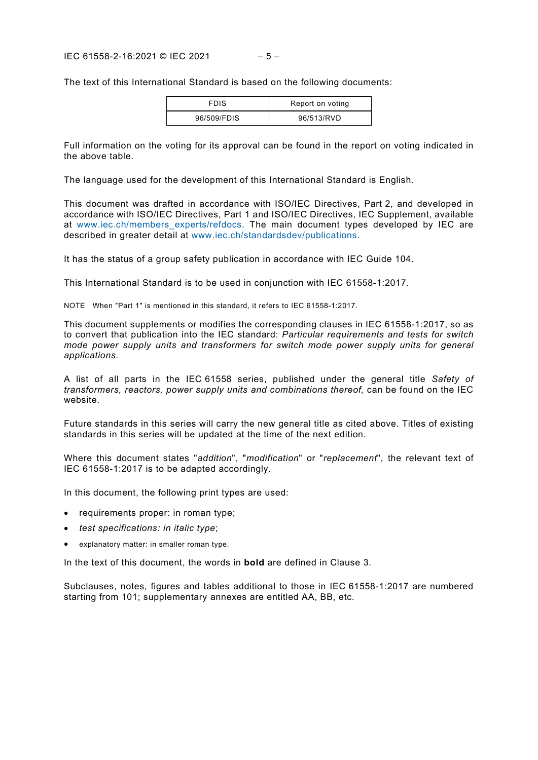The text of this International Standard is based on the following documents:

| FDIS | Report on voting |
| --- | --- |
| 96/509/FDIS | 96/513/RVD |

Full information on the voting for its approval can be found in the report on voting indicated in the above table.

The language used for the development of this International Standard is English.

This document was drafted in accordance with ISO/IEC Directives, Part 2, and developed in accordance with ISO/IEC Directives, Part 1 and ISO/IEC Directives, IEC Supplement, available at www.iec.ch/members_experts/refdocs. The main document types developed by IEC are described in greater detail at www.iec.ch/standardsdev/publications.

It has the status of a group safety publication in accordance with IEC Guide 104.

This International Standard is to be used in conjunction with IEC 61558-1:2017.

NOTE When "Part 1" is mentioned in this standard, it refers to IEC 61558-1:2017.

This document supplements or modifies the corresponding clauses in IEC 61558-1:2017, so as to convert that publication into the IEC standard: *Particular requirements and tests for switch mode power supply units and transformers for switch mode power supply units for general applications.*

A list of all parts in the IEC 61558 series, published under the general title *Safety of transformers, reactors, power supply units and combinations thereof,* can be found on the IEC website.

Future standards in this series will carry the new general title as cited above. Titles of existing standards in this series will be updated at the time of the next edition.

Where this document states "*addition*", "*modification*" or "*replacement*", the relevant text of IEC 61558-1:2017 is to be adapted accordingly.

In this document, the following print types are used:

- requirements proper: in roman type;
- *test specifications: in italic type*;
- explanatory matter: in smaller roman type.

In the text of this document, the words in **bold** are defined in Clause 3.

Subclauses, notes, figures and tables additional to those in IEC 61558-1:2017 are numbered starting from 101; supplementary annexes are entitled AA, BB, etc.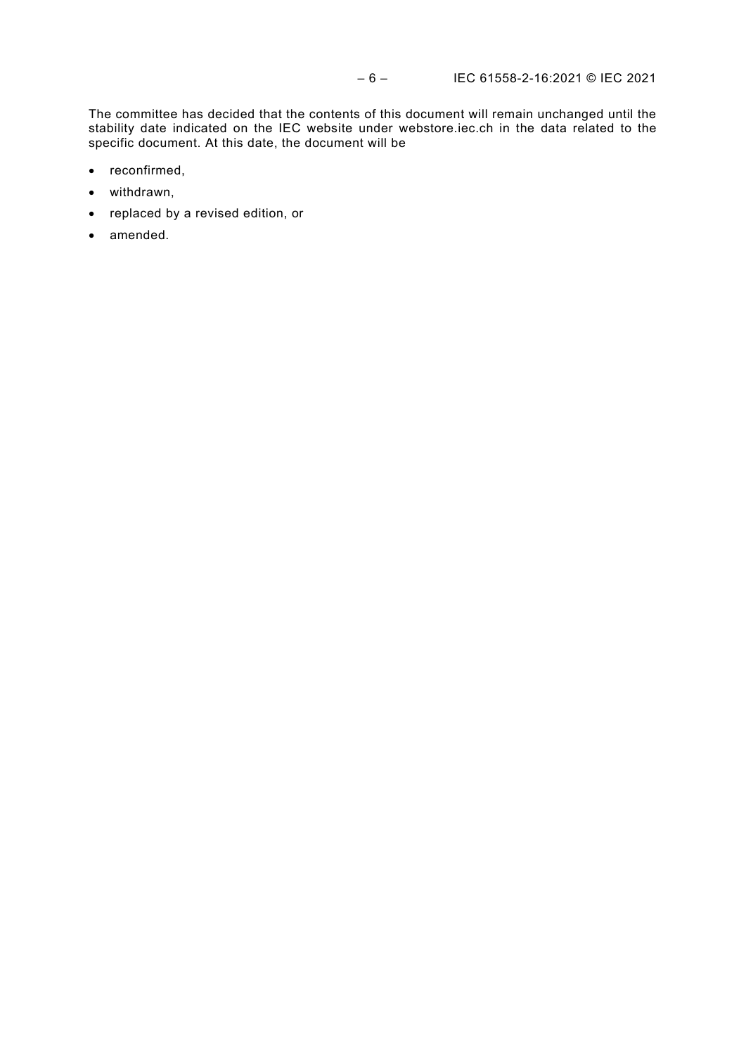The committee has decided that the contents of this document will remain unchanged until the stability date indicated on the IEC website under webstore.iec.ch in the data related to the specific document. At this date, the document will be

- reconfirmed,
- withdrawn,
- replaced by a revised edition, or
- amended.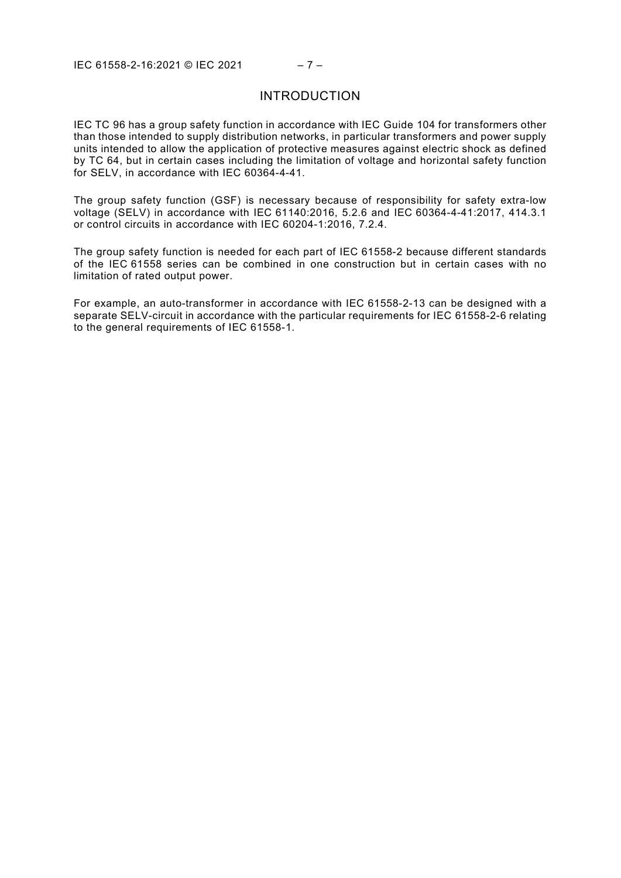# INTRODUCTION

IEC TC 96 has a group safety function in accordance with IEC Guide 104 for transformers other than those intended to supply distribution networks, in particular transformers and power supply units intended to allow the application of protective measures against electric shock as defined by TC 64, but in certain cases including the limitation of voltage and horizontal safety function for SELV, in accordance with IEC 60364-4-41.

The group safety function (GSF) is necessary because of responsibility for safety extra-low voltage (SELV) in accordance with IEC 61140:2016, 5.2.6 and IEC 60364-4-41:2017, 414.3.1 or control circuits in accordance with IEC 60204-1:2016, 7.2.4.

The group safety function is needed for each part of IEC 61558-2 because different standards of the IEC 61558 series can be combined in one construction but in certain cases with no limitation of rated output power.

For example, an auto-transformer in accordance with IEC 61558-2-13 can be designed with a separate SELV-circuit in accordance with the particular requirements for IEC 61558-2-6 relating to the general requirements of IEC 61558-1.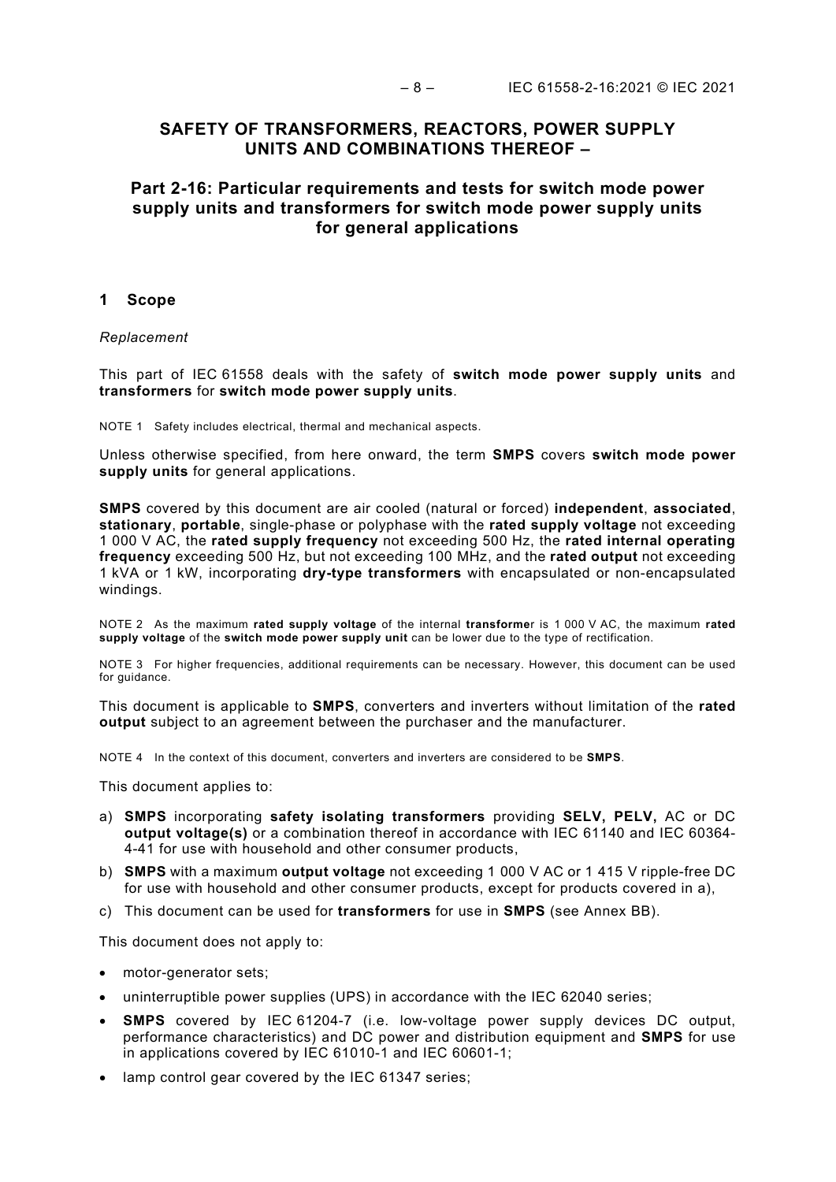# SAFETY OF TRANSFORMERS, REACTORS, POWER SUPPLY UNITS AND COMBINATIONS THEREOF –

## Part 2-16: Particular requirements and tests for switch mode power supply units and transformers for switch mode power supply units for general applications

## 1 Scope

*Replacement*

This part of IEC 61558 deals with the safety of **switch mode power supply units** and **transformers** for **switch mode power supply units**.

NOTE 1 Safety includes electrical, thermal and mechanical aspects.

Unless otherwise specified, from here onward, the term **SMPS** covers **switch mode power supply units** for general applications.

**SMPS** covered by this document are air cooled (natural or forced) **independent**, **associated**, **stationary**, **portable**, single-phase or polyphase with the **rated supply voltage** not exceeding 1 000 V AC, the **rated supply frequency** not exceeding 500 Hz, the **rated internal operating frequency** exceeding 500 Hz, but not exceeding 100 MHz, and the **rated output** not exceeding 1 kVA or 1 kW, incorporating **dry-type transformers** with encapsulated or non-encapsulated windings.

NOTE 2 As the maximum **rated supply voltage** of the internal **transformer** is 1 000 V AC, the maximum **rated supply voltage** of the **switch mode power supply unit** can be lower due to the type of rectification.

NOTE 3 For higher frequencies, additional requirements can be necessary. However, this document can be used for guidance.

This document is applicable to **SMPS**, converters and inverters without limitation of the **rated output** subject to an agreement between the purchaser and the manufacturer.

NOTE 4 In the context of this document, converters and inverters are considered to be **SMPS**.

This document applies to:

a) **SMPS** incorporating **safety isolating transformers** providing **SELV, PELV,** AC or DC **output voltage(s)** or a combination thereof in accordance with IEC 61140 and IEC 60364-4-41 for use with household and other consumer products,
b) **SMPS** with a maximum **output voltage** not exceeding 1 000 V AC or 1 415 V ripple-free DC for use with household and other consumer products, except for products covered in a),
c) This document can be used for **transformers** for use in **SMPS** (see Annex BB).

This document does not apply to:

- motor-generator sets;
- uninterruptible power supplies (UPS) in accordance with the IEC 62040 series;
- **SMPS** covered by IEC 61204-7 (i.e. low-voltage power supply devices DC output, performance characteristics) and DC power and distribution equipment and **SMPS** for use in applications covered by IEC 61010-1 and IEC 60601-1;
- lamp control gear covered by the IEC 61347 series;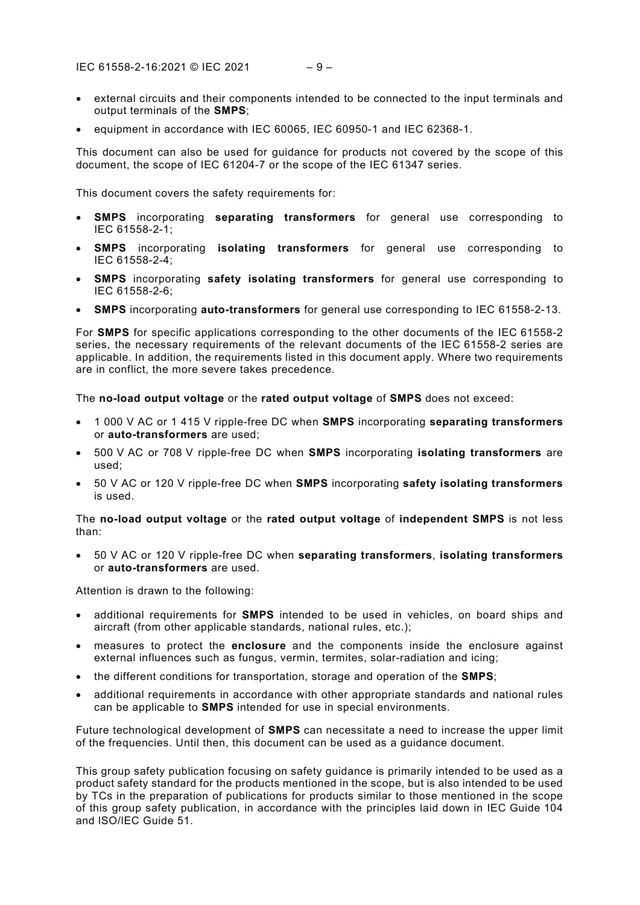- external circuits and their components intended to be connected to the input terminals and output terminals of the **SMPS**;
- equipment in accordance with IEC 60065, IEC 60950-1 and IEC 62368-1.

This document can also be used for guidance for products not covered by the scope of this document, the scope of IEC 61204-7 or the scope of the IEC 61347 series.

This document covers the safety requirements for:

- **SMPS** incorporating **separating transformers** for general use corresponding to IEC 61558-2-1;
- **SMPS** incorporating **isolating transformers** for general use corresponding to IEC 61558-2-4;
- **SMPS** incorporating **safety isolating transformers** for general use corresponding to IEC 61558-2-6;
- **SMPS** incorporating **auto-transformers** for general use corresponding to IEC 61558-2-13.

For **SMPS** for specific applications corresponding to the other documents of the IEC 61558-2 series, the necessary requirements of the relevant documents of the IEC 61558-2 series are applicable. In addition, the requirements listed in this document apply. Where two requirements are in conflict, the more severe takes precedence.

The **no-load output voltage** or the **rated output voltage** of **SMPS** does not exceed:

- 1 000 V AC or 1 415 V ripple-free DC when **SMPS** incorporating **separating transformers** or **auto-transformers** are used;
- 500 V AC or 708 V ripple-free DC when **SMPS** incorporating **isolating transformers** are used;
- 50 V AC or 120 V ripple-free DC when **SMPS** incorporating **safety isolating transformers** is used.

The **no-load output voltage** or the **rated output voltage** of **independent SMPS** is not less than:

- 50 V AC or 120 V ripple-free DC when **separating transformers**, **isolating transformers** or **auto-transformers** are used.

Attention is drawn to the following:

- additional requirements for **SMPS** intended to be used in vehicles, on board ships and aircraft (from other applicable standards, national rules, etc.);
- measures to protect the **enclosure** and the components inside the enclosure against external influences such as fungus, vermin, termites, solar-radiation and icing;
- the different conditions for transportation, storage and operation of the **SMPS**;
- additional requirements in accordance with other appropriate standards and national rules can be applicable to **SMPS** intended for use in special environments.

Future technological development of **SMPS** can necessitate a need to increase the upper limit of the frequencies. Until then, this document can be used as a guidance document.

This group safety publication focusing on safety guidance is primarily intended to be used as a product safety standard for the products mentioned in the scope, but is also intended to be used by TCs in the preparation of publications for products similar to those mentioned in the scope of this group safety publication, in accordance with the principles laid down in IEC Guide 104 and ISO/IEC Guide 51.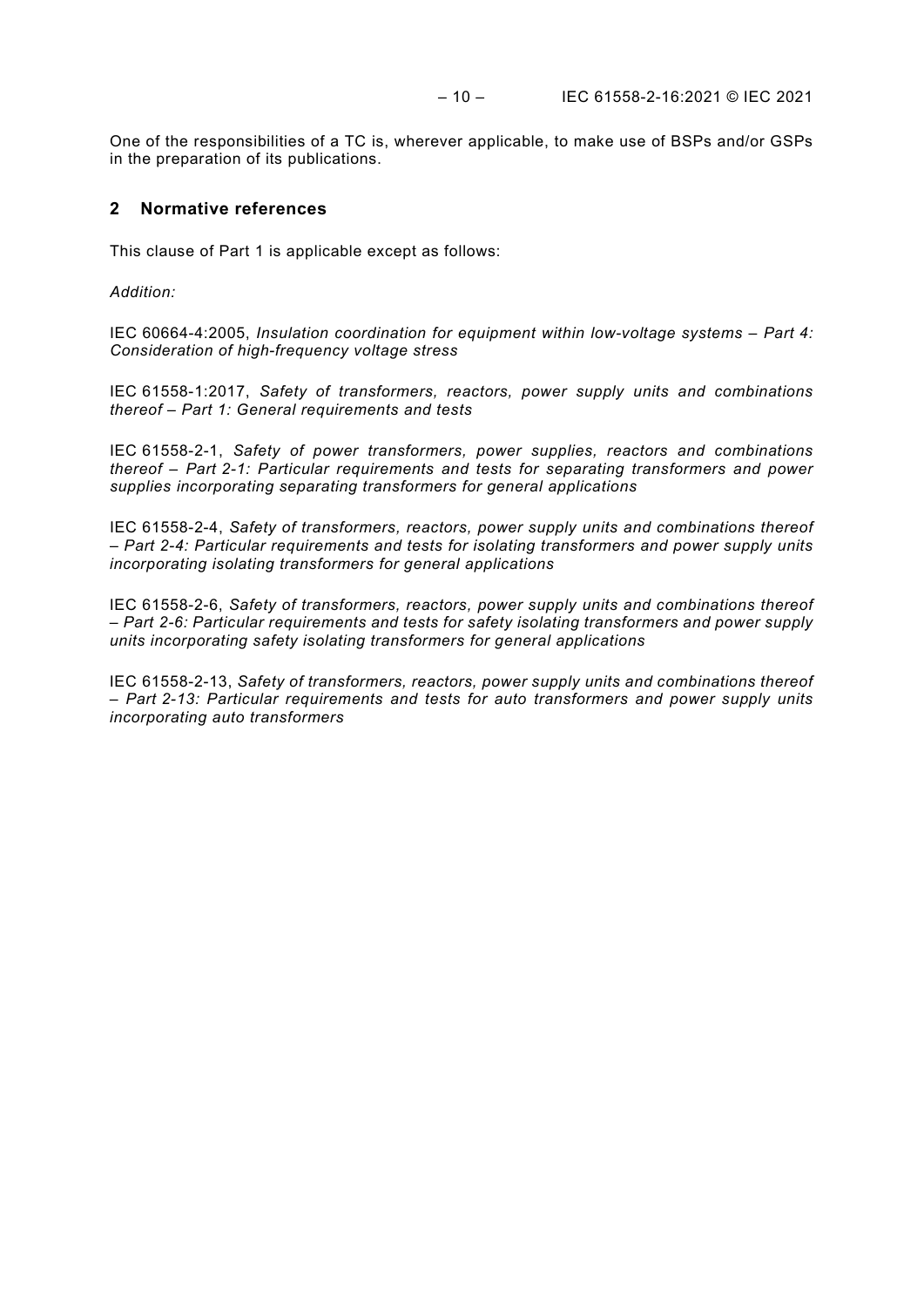One of the responsibilities of a TC is, wherever applicable, to make use of BSPs and/or GSPs in the preparation of its publications.

## 2 Normative references

This clause of Part 1 is applicable except as follows:

*Addition:*

IEC 60664-4:2005, *Insulation coordination for equipment within low-voltage systems – Part 4: Consideration of high-frequency voltage stress*

IEC 61558-1:2017, *Safety of transformers, reactors, power supply units and combinations thereof – Part 1: General requirements and tests*

IEC 61558-2-1, *Safety of power transformers, power supplies, reactors and combinations thereof – Part 2-1: Particular requirements and tests for separating transformers and power supplies incorporating separating transformers for general applications*

IEC 61558-2-4, *Safety of transformers, reactors, power supply units and combinations thereof – Part 2-4: Particular requirements and tests for isolating transformers and power supply units incorporating isolating transformers for general applications*

IEC 61558-2-6, *Safety of transformers, reactors, power supply units and combinations thereof – Part 2-6: Particular requirements and tests for safety isolating transformers and power supply units incorporating safety isolating transformers for general applications*

IEC 61558-2-13, *Safety of transformers, reactors, power supply units and combinations thereof – Part 2-13: Particular requirements and tests for auto transformers and power supply units incorporating auto transformers*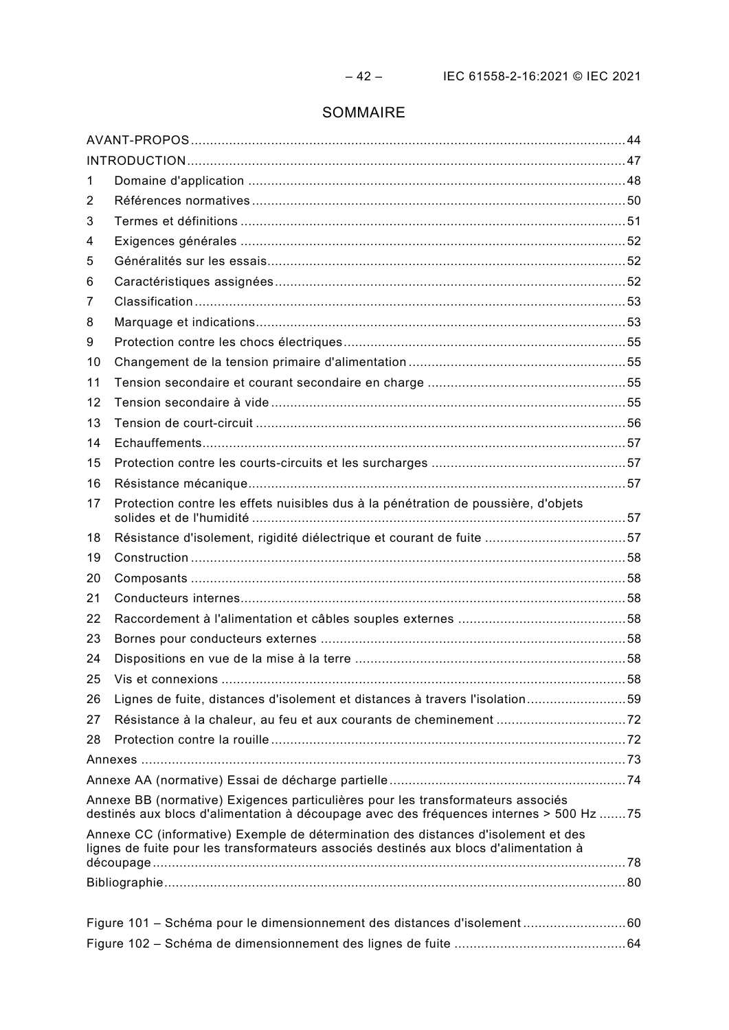# SOMMAIRE

AVANT-PROPOS ....................................................................................................................44

INTRODUCTION ....................................................................................................................47

1 Domaine d'application ....................................................................................................48

2 Références normatives ...................................................................................................50

3 Termes et définitions ......................................................................................................51

4 Exigences générales ......................................................................................................52

5 Généralités sur les essais ...............................................................................................52

6 Caractéristiques assignées .............................................................................................52

7 Classification ..................................................................................................................53

8 Marquage et indications ..................................................................................................53

9 Protection contre les chocs électriques ...........................................................................55

10 Changement de la tension primaire d'alimentation ..........................................................55

11 Tension secondaire et courant secondaire en charge .....................................................55

12 Tension secondaire à vide ..............................................................................................55

13 Tension de court-circuit ..................................................................................................56

14 Echauffements ................................................................................................................57

15 Protection contre les courts-circuits et les surcharges ....................................................57

16 Résistance mécanique ....................................................................................................57

17 Protection contre les effets nuisibles dus à la pénétration de poussière, d'objets solides et de l'humidité ..................................................................................................57

18 Résistance d'isolement, rigidité diélectrique et courant de fuite ......................................57

19 Construction ...................................................................................................................58

20 Composants ...................................................................................................................58

21 Conducteurs internes ......................................................................................................58

22 Raccordement à l'alimentation et câbles souples externes .............................................58

23 Bornes pour conducteurs externes .................................................................................58

24 Dispositions en vue de la mise à la terre ........................................................................58

25 Vis et connexions ...........................................................................................................58

26 Lignes de fuite, distances d'isolement et distances à travers l'isolation ...........................59

27 Résistance à la chaleur, au feu et aux courants de cheminement ...................................72

28 Protection contre la rouille ..............................................................................................72

Annexes ................................................................................................................................73

Annexe AA (normative) Essai de décharge partielle ...............................................................74

Annexe BB (normative) Exigences particulières pour les transformateurs associés destinés aux blocs d'alimentation à découpage avec des fréquences internes > 500 Hz .......75

Annexe CC (informative) Exemple de détermination des distances d'isolement et des lignes de fuite pour les transformateurs associés destinés aux blocs d'alimentation à découpage .............................................................................................................................78

Bibliographie ..........................................................................................................................80

Figure 101 – Schéma pour le dimensionnement des distances d'isolement ............................60

Figure 102 – Schéma de dimensionnement des lignes de fuite ..............................................64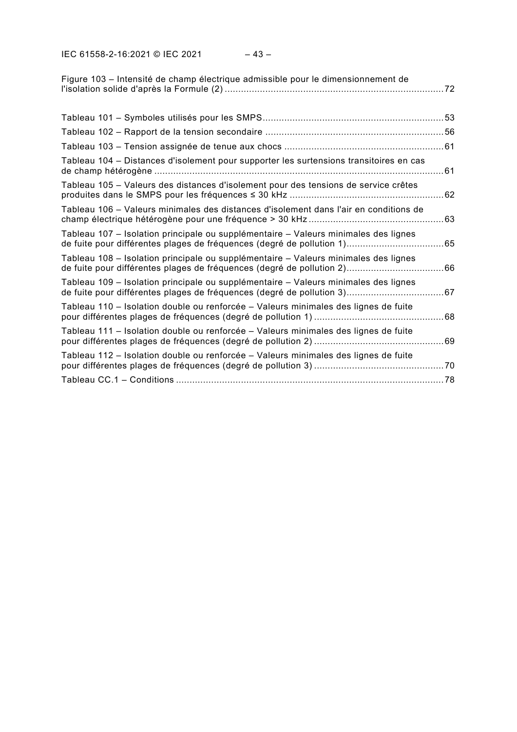Figure 103 – Intensité de champ électrique admissible pour le dimensionnement de l'isolation solide d'après la Formule (2) ....72

Tableau 101 – Symboles utilisés pour les SMPS....53

Tableau 102 – Rapport de la tension secondaire ....56

Tableau 103 – Tension assignée de tenue aux chocs ....61

Tableau 104 – Distances d'isolement pour supporter les surtensions transitoires en cas de champ hétérogène ....61

Tableau 105 – Valeurs des distances d'isolement pour des tensions de service crêtes produites dans le SMPS pour les fréquences ≤ 30 kHz ....62

Tableau 106 – Valeurs minimales des distances d'isolement dans l'air en conditions de champ électrique hétérogène pour une fréquence > 30 kHz ....63

Tableau 107 – Isolation principale ou supplémentaire – Valeurs minimales des lignes de fuite pour différentes plages de fréquences (degré de pollution 1)....65

Tableau 108 – Isolation principale ou supplémentaire – Valeurs minimales des lignes de fuite pour différentes plages de fréquences (degré de pollution 2)....66

Tableau 109 – Isolation principale ou supplémentaire – Valeurs minimales des lignes de fuite pour différentes plages de fréquences (degré de pollution 3)....67

Tableau 110 – Isolation double ou renforcée – Valeurs minimales des lignes de fuite pour différentes plages de fréquences (degré de pollution 1) ....68

Tableau 111 – Isolation double ou renforcée – Valeurs minimales des lignes de fuite pour différentes plages de fréquences (degré de pollution 2) ....69

Tableau 112 – Isolation double ou renforcée – Valeurs minimales des lignes de fuite pour différentes plages de fréquences (degré de pollution 3) ....70

Tableau CC.1 – Conditions ....78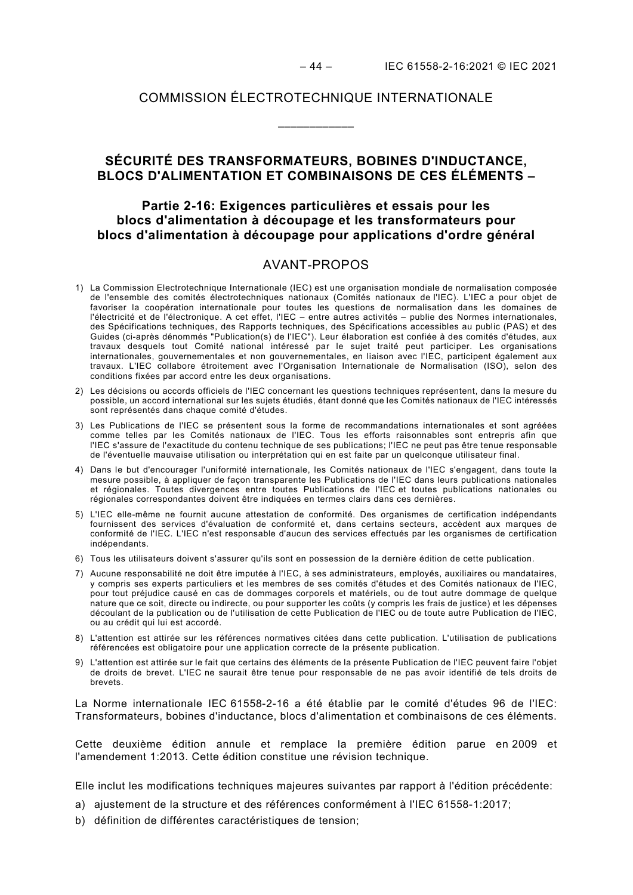COMMISSION ÉLECTROTECHNIQUE INTERNATIONALE

\_\_\_\_\_\_\_\_\_\_\_\_

# SÉCURITÉ DES TRANSFORMATEURS, BOBINES D'INDUCTANCE, BLOCS D'ALIMENTATION ET COMBINAISONS DE CES ÉLÉMENTS –

## Partie 2-16: Exigences particulières et essais pour les blocs d'alimentation à découpage et les transformateurs pour blocs d'alimentation à découpage pour applications d'ordre général

## AVANT-PROPOS

1) La Commission Electrotechnique Internationale (IEC) est une organisation mondiale de normalisation composée de l'ensemble des comités électrotechniques nationaux (Comités nationaux de l'IEC). L'IEC a pour objet de favoriser la coopération internationale pour toutes les questions de normalisation dans les domaines de l'électricité et de l'électronique. A cet effet, l'IEC – entre autres activités – publie des Normes internationales, des Spécifications techniques, des Rapports techniques, des Spécifications accessibles au public (PAS) et des Guides (ci-après dénommés "Publication(s) de l'IEC"). Leur élaboration est confiée à des comités d'études, aux travaux desquels tout Comité national intéressé par le sujet traité peut participer. Les organisations internationales, gouvernementales et non gouvernementales, en liaison avec l'IEC, participent également aux travaux. L'IEC collabore étroitement avec l'Organisation Internationale de Normalisation (ISO), selon des conditions fixées par accord entre les deux organisations.
2) Les décisions ou accords officiels de l'IEC concernant les questions techniques représentent, dans la mesure du possible, un accord international sur les sujets étudiés, étant donné que les Comités nationaux de l'IEC intéressés sont représentés dans chaque comité d'études.
3) Les Publications de l'IEC se présentent sous la forme de recommandations internationales et sont agréées comme telles par les Comités nationaux de l'IEC. Tous les efforts raisonnables sont entrepris afin que l'IEC s'assure de l'exactitude du contenu technique de ses publications; l'IEC ne peut pas être tenue responsable de l'éventuelle mauvaise utilisation ou interprétation qui en est faite par un quelconque utilisateur final.
4) Dans le but d'encourager l'uniformité internationale, les Comités nationaux de l'IEC s'engagent, dans toute la mesure possible, à appliquer de façon transparente les Publications de l'IEC dans leurs publications nationales et régionales. Toutes divergences entre toutes Publications de l'IEC et toutes publications nationales ou régionales correspondantes doivent être indiquées en termes clairs dans ces dernières.
5) L'IEC elle-même ne fournit aucune attestation de conformité. Des organismes de certification indépendants fournissent des services d'évaluation de conformité et, dans certains secteurs, accèdent aux marques de conformité de l'IEC. L'IEC n'est responsable d'aucun des services effectués par les organismes de certification indépendants.
6) Tous les utilisateurs doivent s'assurer qu'ils sont en possession de la dernière édition de cette publication.
7) Aucune responsabilité ne doit être imputée à l'IEC, à ses administrateurs, employés, auxiliaires ou mandataires, y compris ses experts particuliers et les membres de ses comités d'études et des Comités nationaux de l'IEC, pour tout préjudice causé en cas de dommages corporels et matériels, ou de tout autre dommage de quelque nature que ce soit, directe ou indirecte, ou pour supporter les coûts (y compris les frais de justice) et les dépenses découlant de la publication ou de l'utilisation de cette Publication de l'IEC ou de toute autre Publication de l'IEC, ou au crédit qui lui est accordé.
8) L'attention est attirée sur les références normatives citées dans cette publication. L'utilisation de publications référencées est obligatoire pour une application correcte de la présente publication.
9) L'attention est attirée sur le fait que certains des éléments de la présente Publication de l'IEC peuvent faire l'objet de droits de brevet. L'IEC ne saurait être tenue pour responsable de ne pas avoir identifié de tels droits de brevets.

La Norme internationale IEC 61558-2-16 a été établie par le comité d'études 96 de l'IEC: Transformateurs, bobines d'inductance, blocs d'alimentation et combinaisons de ces éléments.

Cette deuxième édition annule et remplace la première édition parue en 2009 et l'amendement 1:2013. Cette édition constitue une révision technique.

Elle inclut les modifications techniques majeures suivantes par rapport à l'édition précédente:

a) ajustement de la structure et des références conformément à l'IEC 61558-1:2017;
b) définition de différentes caractéristiques de tension;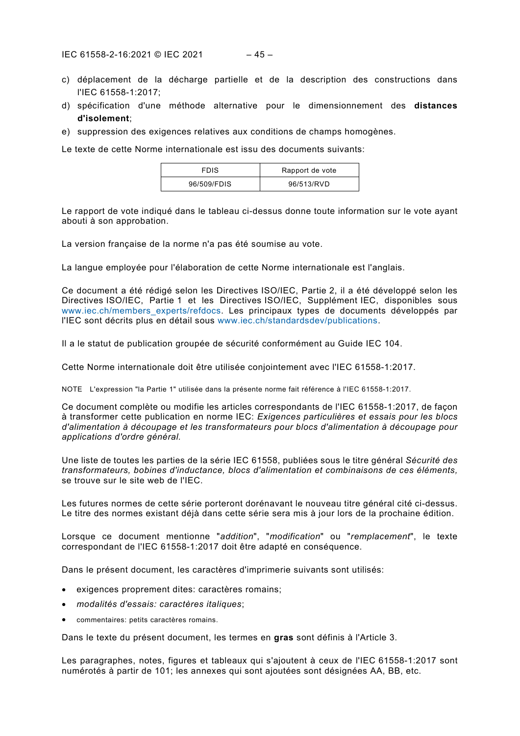c) déplacement de la décharge partielle et de la description des constructions dans l'IEC 61558-1:2017;

d) spécification d'une méthode alternative pour le dimensionnement des **distances d'isolement**;

e) suppression des exigences relatives aux conditions de champs homogènes.

Le texte de cette Norme internationale est issu des documents suivants:

| FDIS | Rapport de vote |
| --- | --- |
| 96/509/FDIS | 96/513/RVD |

Le rapport de vote indiqué dans le tableau ci-dessus donne toute information sur le vote ayant abouti à son approbation.

La version française de la norme n'a pas été soumise au vote.

La langue employée pour l'élaboration de cette Norme internationale est l'anglais.

Ce document a été rédigé selon les Directives ISO/IEC, Partie 2, il a été développé selon les Directives ISO/IEC, Partie 1 et les Directives ISO/IEC, Supplément IEC, disponibles sous www.iec.ch/members_experts/refdocs. Les principaux types de documents développés par l'IEC sont décrits plus en détail sous www.iec.ch/standardsdev/publications.

Il a le statut de publication groupée de sécurité conformément au Guide IEC 104.

Cette Norme internationale doit être utilisée conjointement avec l'IEC 61558-1:2017.

NOTE L'expression "la Partie 1" utilisée dans la présente norme fait référence à l'IEC 61558-1:2017.

Ce document complète ou modifie les articles correspondants de l'IEC 61558-1:2017, de façon à transformer cette publication en norme IEC: *Exigences particulières et essais pour les blocs d'alimentation à découpage et les transformateurs pour blocs d'alimentation à découpage pour applications d'ordre général.*

Une liste de toutes les parties de la série IEC 61558, publiées sous le titre général *Sécurité des transformateurs, bobines d'inductance, blocs d'alimentation et combinaisons de ces éléments,* se trouve sur le site web de l'IEC.

Les futures normes de cette série porteront dorénavant le nouveau titre général cité ci-dessus. Le titre des normes existant déjà dans cette série sera mis à jour lors de la prochaine édition.

Lorsque ce document mentionne "*addition*", "*modification*" ou "*remplacement*", le texte correspondant de l'IEC 61558-1:2017 doit être adapté en conséquence.

Dans le présent document, les caractères d'imprimerie suivants sont utilisés:

- exigences proprement dites: caractères romains;
- *modalités d'essais: caractères italiques*;
- commentaires: petits caractères romains.

Dans le texte du présent document, les termes en **gras** sont définis à l'Article 3.

Les paragraphes, notes, figures et tableaux qui s'ajoutent à ceux de l'IEC 61558-1:2017 sont numérotés à partir de 101; les annexes qui sont ajoutées sont désignées AA, BB, etc.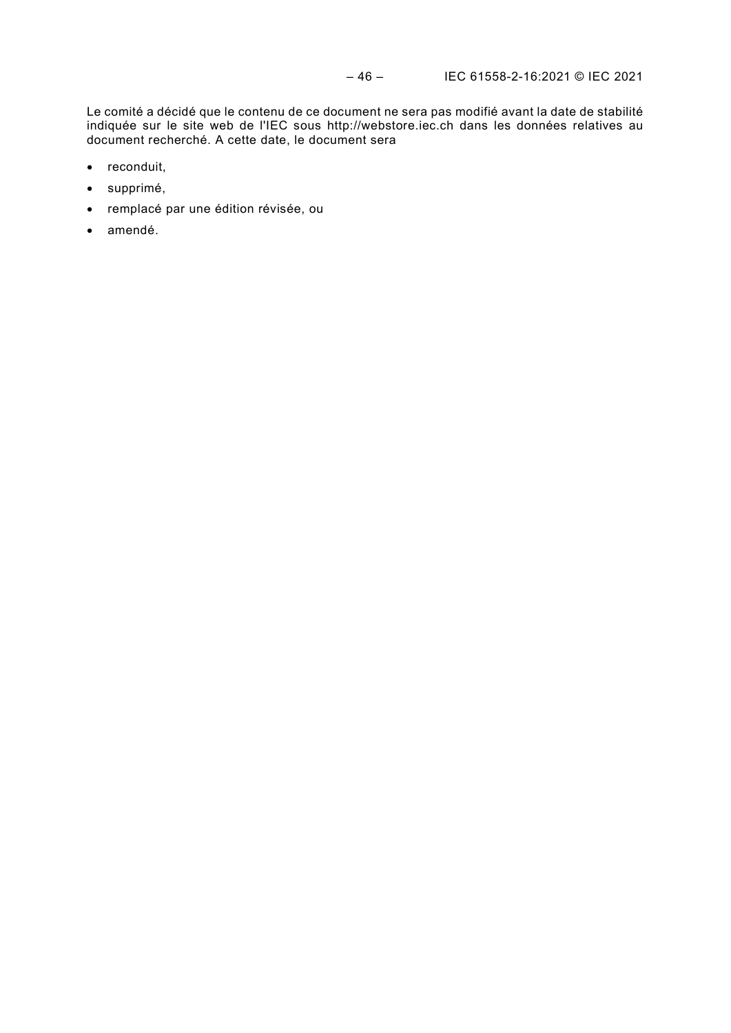Le comité a décidé que le contenu de ce document ne sera pas modifié avant la date de stabilité indiquée sur le site web de l'IEC sous http://webstore.iec.ch dans les données relatives au document recherché. A cette date, le document sera

- reconduit,
- supprimé,
- remplacé par une édition révisée, ou
- amendé.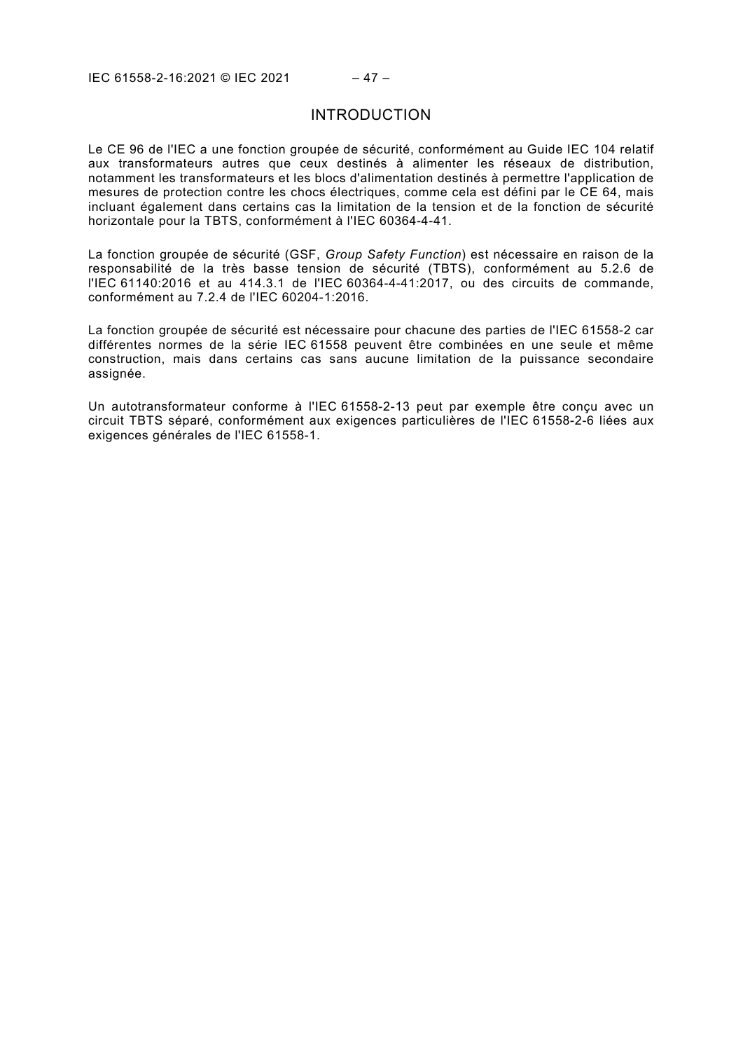# INTRODUCTION

Le CE 96 de l'IEC a une fonction groupée de sécurité, conformément au Guide IEC 104 relatif aux transformateurs autres que ceux destinés à alimenter les réseaux de distribution, notamment les transformateurs et les blocs d'alimentation destinés à permettre l'application de mesures de protection contre les chocs électriques, comme cela est défini par le CE 64, mais incluant également dans certains cas la limitation de la tension et de la fonction de sécurité horizontale pour la TBTS, conformément à l'IEC 60364-4-41.

La fonction groupée de sécurité (GSF, *Group Safety Function*) est nécessaire en raison de la responsabilité de la très basse tension de sécurité (TBTS), conformément au 5.2.6 de l'IEC 61140:2016 et au 414.3.1 de l'IEC 60364-4-41:2017, ou des circuits de commande, conformément au 7.2.4 de l'IEC 60204-1:2016.

La fonction groupée de sécurité est nécessaire pour chacune des parties de l'IEC 61558-2 car différentes normes de la série IEC 61558 peuvent être combinées en une seule et même construction, mais dans certains cas sans aucune limitation de la puissance secondaire assignée.

Un autotransformateur conforme à l'IEC 61558-2-13 peut par exemple être conçu avec un circuit TBTS séparé, conformément aux exigences particulières de l'IEC 61558-2-6 liées aux exigences générales de l'IEC 61558-1.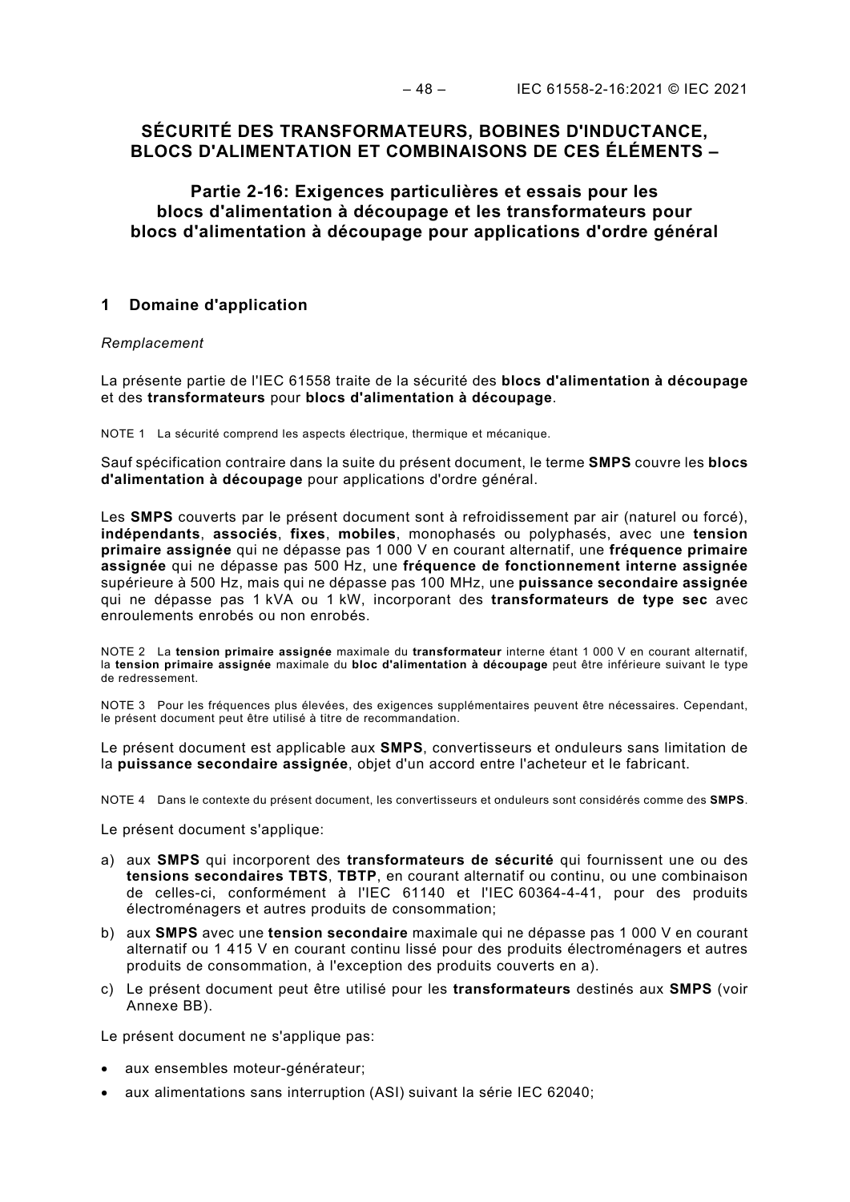**SÉCURITÉ DES TRANSFORMATEURS, BOBINES D'INDUCTANCE, BLOCS D'ALIMENTATION ET COMBINAISONS DE CES ÉLÉMENTS –**

**Partie 2-16: Exigences particulières et essais pour les blocs d'alimentation à découpage et les transformateurs pour blocs d'alimentation à découpage pour applications d'ordre général**

## 1 Domaine d'application

*Remplacement*

La présente partie de l'IEC 61558 traite de la sécurité des **blocs d'alimentation à découpage** et des **transformateurs** pour **blocs d'alimentation à découpage**.

NOTE 1 La sécurité comprend les aspects électrique, thermique et mécanique.

Sauf spécification contraire dans la suite du présent document, le terme **SMPS** couvre les **blocs d'alimentation à découpage** pour applications d'ordre général.

Les **SMPS** couverts par le présent document sont à refroidissement par air (naturel ou forcé), **indépendants**, **associés**, **fixes**, **mobiles**, monophasés ou polyphasés, avec une **tension primaire assignée** qui ne dépasse pas 1 000 V en courant alternatif, une **fréquence primaire assignée** qui ne dépasse pas 500 Hz, une **fréquence de fonctionnement interne assignée** supérieure à 500 Hz, mais qui ne dépasse pas 100 MHz, une **puissance secondaire assignée** qui ne dépasse pas 1 kVA ou 1 kW, incorporant des **transformateurs de type sec** avec enroulements enrobés ou non enrobés.

NOTE 2 La **tension primaire assignée** maximale du **transformateur** interne étant 1 000 V en courant alternatif, la **tension primaire assignée** maximale du **bloc d'alimentation à découpage** peut être inférieure suivant le type de redressement.

NOTE 3 Pour les fréquences plus élevées, des exigences supplémentaires peuvent être nécessaires. Cependant, le présent document peut être utilisé à titre de recommandation.

Le présent document est applicable aux **SMPS**, convertisseurs et onduleurs sans limitation de la **puissance secondaire assignée**, objet d'un accord entre l'acheteur et le fabricant.

NOTE 4 Dans le contexte du présent document, les convertisseurs et onduleurs sont considérés comme des **SMPS**.

Le présent document s'applique:

a) aux **SMPS** qui incorporent des **transformateurs de sécurité** qui fournissent une ou des **tensions secondaires TBTS**, **TBTP**, en courant alternatif ou continu, ou une combinaison de celles-ci, conformément à l'IEC 61140 et l'IEC 60364-4-41, pour des produits électroménagers et autres produits de consommation;
b) aux **SMPS** avec une **tension secondaire** maximale qui ne dépasse pas 1 000 V en courant alternatif ou 1 415 V en courant continu lissé pour des produits électroménagers et autres produits de consommation, à l'exception des produits couverts en a).
c) Le présent document peut être utilisé pour les **transformateurs** destinés aux **SMPS** (voir Annexe BB).

Le présent document ne s'applique pas:

- aux ensembles moteur-générateur;
- aux alimentations sans interruption (ASI) suivant la série IEC 62040;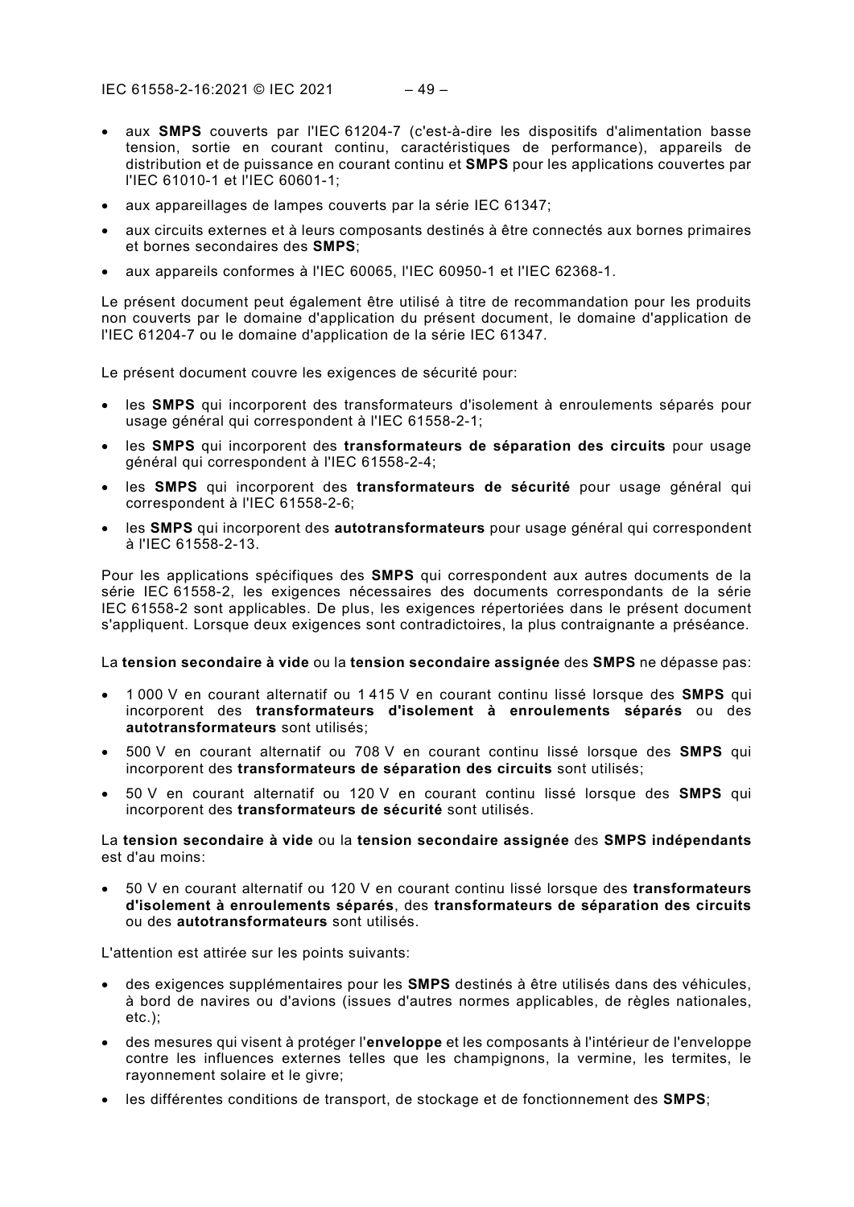- aux **SMPS** couverts par l'IEC 61204-7 (c'est-à-dire les dispositifs d'alimentation basse tension, sortie en courant continu, caractéristiques de performance), appareils de distribution et de puissance en courant continu et **SMPS** pour les applications couvertes par l'IEC 61010-1 et l'IEC 60601-1;
- aux appareillages de lampes couverts par la série IEC 61347;
- aux circuits externes et à leurs composants destinés à être connectés aux bornes primaires et bornes secondaires des **SMPS**;
- aux appareils conformes à l'IEC 60065, l'IEC 60950-1 et l'IEC 62368-1.

Le présent document peut également être utilisé à titre de recommandation pour les produits non couverts par le domaine d'application du présent document, le domaine d'application de l'IEC 61204-7 ou le domaine d'application de la série IEC 61347.

Le présent document couvre les exigences de sécurité pour:

- les **SMPS** qui incorporent des transformateurs d'isolement à enroulements séparés pour usage général qui correspondent à l'IEC 61558-2-1;
- les **SMPS** qui incorporent des **transformateurs de séparation des circuits** pour usage général qui correspondent à l'IEC 61558-2-4;
- les **SMPS** qui incorporent des **transformateurs de sécurité** pour usage général qui correspondent à l'IEC 61558-2-6;
- les **SMPS** qui incorporent des **autotransformateurs** pour usage général qui correspondent à l'IEC 61558-2-13.

Pour les applications spécifiques des **SMPS** qui correspondent aux autres documents de la série IEC 61558-2, les exigences nécessaires des documents correspondants de la série IEC 61558-2 sont applicables. De plus, les exigences répertoriées dans le présent document s'appliquent. Lorsque deux exigences sont contradictoires, la plus contraignante a préséance.

La **tension secondaire à vide** ou la **tension secondaire assignée** des **SMPS** ne dépasse pas:

- 1 000 V en courant alternatif ou 1 415 V en courant continu lissé lorsque des **SMPS** qui incorporent des **transformateurs d'isolement à enroulements séparés** ou des **autotransformateurs** sont utilisés;
- 500 V en courant alternatif ou 708 V en courant continu lissé lorsque des **SMPS** qui incorporent des **transformateurs de séparation des circuits** sont utilisés;
- 50 V en courant alternatif ou 120 V en courant continu lissé lorsque des **SMPS** qui incorporent des **transformateurs de sécurité** sont utilisés.

La **tension secondaire à vide** ou la **tension secondaire assignée** des **SMPS indépendants** est d'au moins:

- 50 V en courant alternatif ou 120 V en courant continu lissé lorsque des **transformateurs d'isolement à enroulements séparés**, des **transformateurs de séparation des circuits** ou des **autotransformateurs** sont utilisés.

L'attention est attirée sur les points suivants:

- des exigences supplémentaires pour les **SMPS** destinés à être utilisés dans des véhicules, à bord de navires ou d'avions (issues d'autres normes applicables, de règles nationales, etc.);
- des mesures qui visent à protéger l'**enveloppe** et les composants à l'intérieur de l'enveloppe contre les influences externes telles que les champignons, la vermine, les termites, le rayonnement solaire et le givre;
- les différentes conditions de transport, de stockage et de fonctionnement des **SMPS**;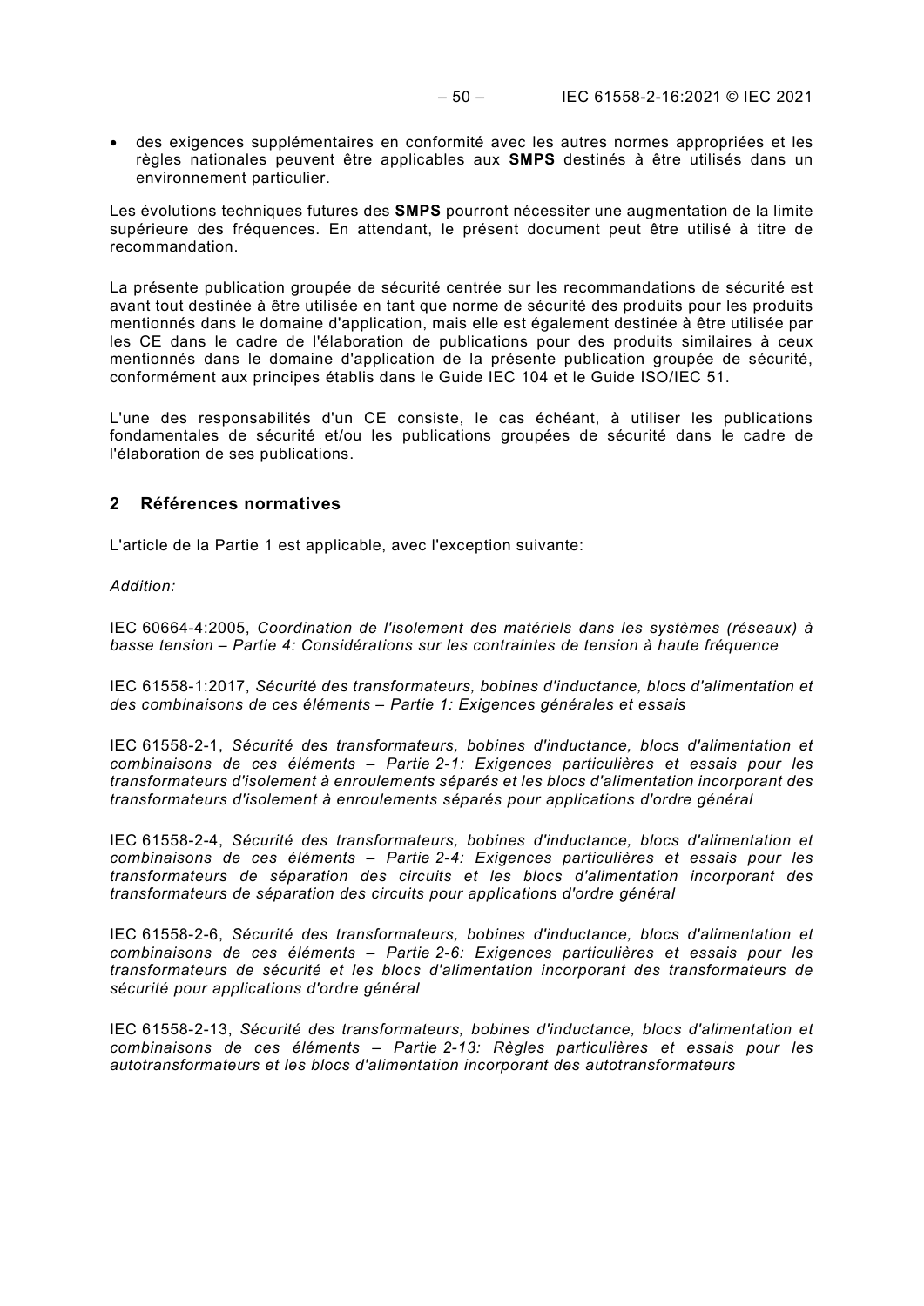- des exigences supplémentaires en conformité avec les autres normes appropriées et les règles nationales peuvent être applicables aux **SMPS** destinés à être utilisés dans un environnement particulier.

Les évolutions techniques futures des **SMPS** pourront nécessiter une augmentation de la limite supérieure des fréquences. En attendant, le présent document peut être utilisé à titre de recommandation.

La présente publication groupée de sécurité centrée sur les recommandations de sécurité est avant tout destinée à être utilisée en tant que norme de sécurité des produits pour les produits mentionnés dans le domaine d'application, mais elle est également destinée à être utilisée par les CE dans le cadre de l'élaboration de publications pour des produits similaires à ceux mentionnés dans le domaine d'application de la présente publication groupée de sécurité, conformément aux principes établis dans le Guide IEC 104 et le Guide ISO/IEC 51.

L'une des responsabilités d'un CE consiste, le cas échéant, à utiliser les publications fondamentales de sécurité et/ou les publications groupées de sécurité dans le cadre de l'élaboration de ses publications.

## 2 Références normatives

L'article de la Partie 1 est applicable, avec l'exception suivante:

*Addition:*

IEC 60664-4:2005, *Coordination de l'isolement des matériels dans les systèmes (réseaux) à basse tension – Partie 4: Considérations sur les contraintes de tension à haute fréquence*

IEC 61558-1:2017, *Sécurité des transformateurs, bobines d'inductance, blocs d'alimentation et des combinaisons de ces éléments – Partie 1: Exigences générales et essais*

IEC 61558-2-1, *Sécurité des transformateurs, bobines d'inductance, blocs d'alimentation et combinaisons de ces éléments – Partie 2-1: Exigences particulières et essais pour les transformateurs d'isolement à enroulements séparés et les blocs d'alimentation incorporant des transformateurs d'isolement à enroulements séparés pour applications d'ordre général*

IEC 61558-2-4, *Sécurité des transformateurs, bobines d'inductance, blocs d'alimentation et combinaisons de ces éléments – Partie 2-4: Exigences particulières et essais pour les transformateurs de séparation des circuits et les blocs d'alimentation incorporant des transformateurs de séparation des circuits pour applications d'ordre général*

IEC 61558-2-6, *Sécurité des transformateurs, bobines d'inductance, blocs d'alimentation et combinaisons de ces éléments – Partie 2-6: Exigences particulières et essais pour les transformateurs de sécurité et les blocs d'alimentation incorporant des transformateurs de sécurité pour applications d'ordre général*

IEC 61558-2-13, *Sécurité des transformateurs, bobines d'inductance, blocs d'alimentation et combinaisons de ces éléments – Partie 2-13: Règles particulières et essais pour les autotransformateurs et les blocs d'alimentation incorporant des autotransformateurs*